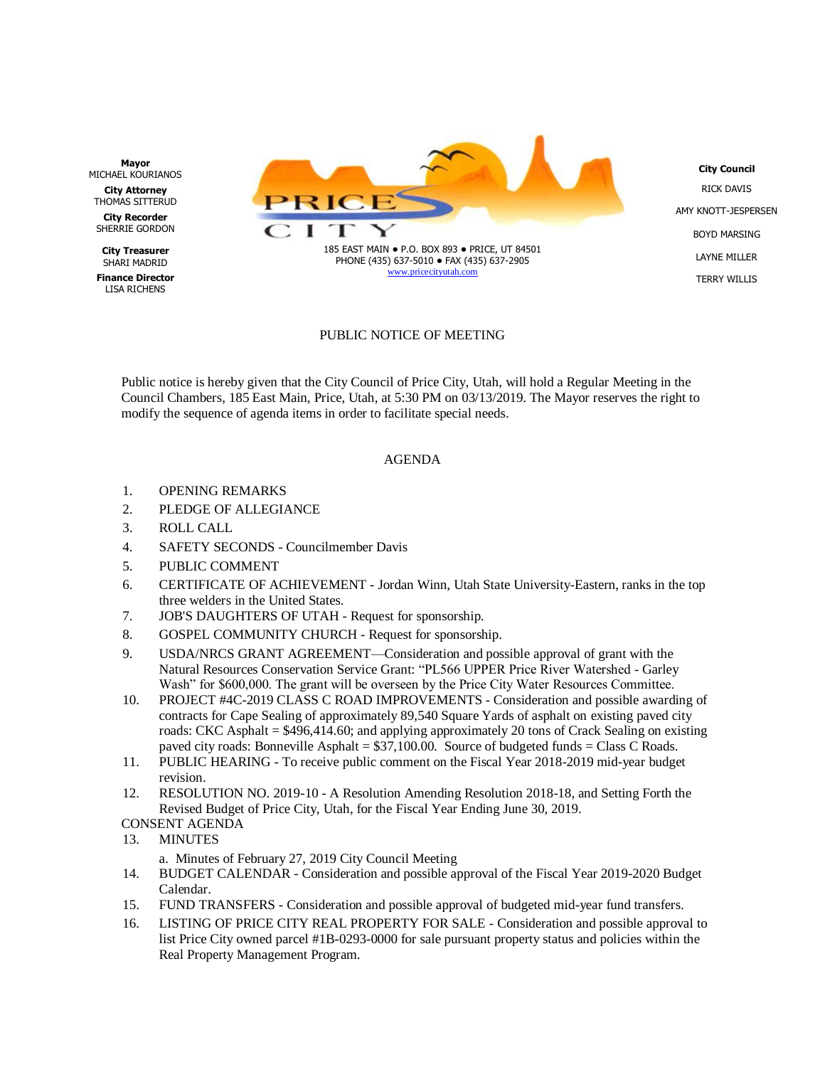**Mayor**
MICHAEL KOURIANOS

**City Attorney**
THOMAS SITTERUD

**City Recorder**
SHERRIE GORDON

**City Treasurer**
SHARI MADRID

**Finance Director**
LISA RICHENS

PRICE CITY

185 EAST MAIN ● P.O. BOX 893 ● PRICE, UT 84501
PHONE (435) 637-5010 ● FAX (435) 637-2905
www.pricecityutah.com

**City Council**
RICK DAVIS
AMY KNOTT-JESPERSEN
BOYD MARSING
LAYNE MILLER
TERRY WILLIS

PUBLIC NOTICE OF MEETING

Public notice is hereby given that the City Council of Price City, Utah, will hold a Regular Meeting in the Council Chambers, 185 East Main, Price, Utah, at 5:30 PM on 03/13/2019. The Mayor reserves the right to modify the sequence of agenda items in order to facilitate special needs.

AGENDA

1. OPENING REMARKS
2. PLEDGE OF ALLEGIANCE
3. ROLL CALL
4. SAFETY SECONDS - Councilmember Davis
5. PUBLIC COMMENT
6. CERTIFICATE OF ACHIEVEMENT - Jordan Winn, Utah State University-Eastern, ranks in the top three welders in the United States.
7. JOB'S DAUGHTERS OF UTAH - Request for sponsorship.
8. GOSPEL COMMUNITY CHURCH - Request for sponsorship.
9. USDA/NRCS GRANT AGREEMENT—Consideration and possible approval of grant with the Natural Resources Conservation Service Grant: "PL566 UPPER Price River Watershed - Garley Wash" for $600,000. The grant will be overseen by the Price City Water Resources Committee.
10. PROJECT #4C-2019 CLASS C ROAD IMPROVEMENTS - Consideration and possible awarding of contracts for Cape Sealing of approximately 89,540 Square Yards of asphalt on existing paved city roads: CKC Asphalt = $496,414.60; and applying approximately 20 tons of Crack Sealing on existing paved city roads: Bonneville Asphalt = $37,100.00. Source of budgeted funds = Class C Roads.
11. PUBLIC HEARING - To receive public comment on the Fiscal Year 2018-2019 mid-year budget revision.
12. RESOLUTION NO. 2019-10 - A Resolution Amending Resolution 2018-18, and Setting Forth the Revised Budget of Price City, Utah, for the Fiscal Year Ending June 30, 2019.

CONSENT AGENDA

13. MINUTES
    a. Minutes of February 27, 2019 City Council Meeting
14. BUDGET CALENDAR - Consideration and possible approval of the Fiscal Year 2019-2020 Budget Calendar.
15. FUND TRANSFERS - Consideration and possible approval of budgeted mid-year fund transfers.
16. LISTING OF PRICE CITY REAL PROPERTY FOR SALE - Consideration and possible approval to list Price City owned parcel #1B-0293-0000 for sale pursuant property status and policies within the Real Property Management Program.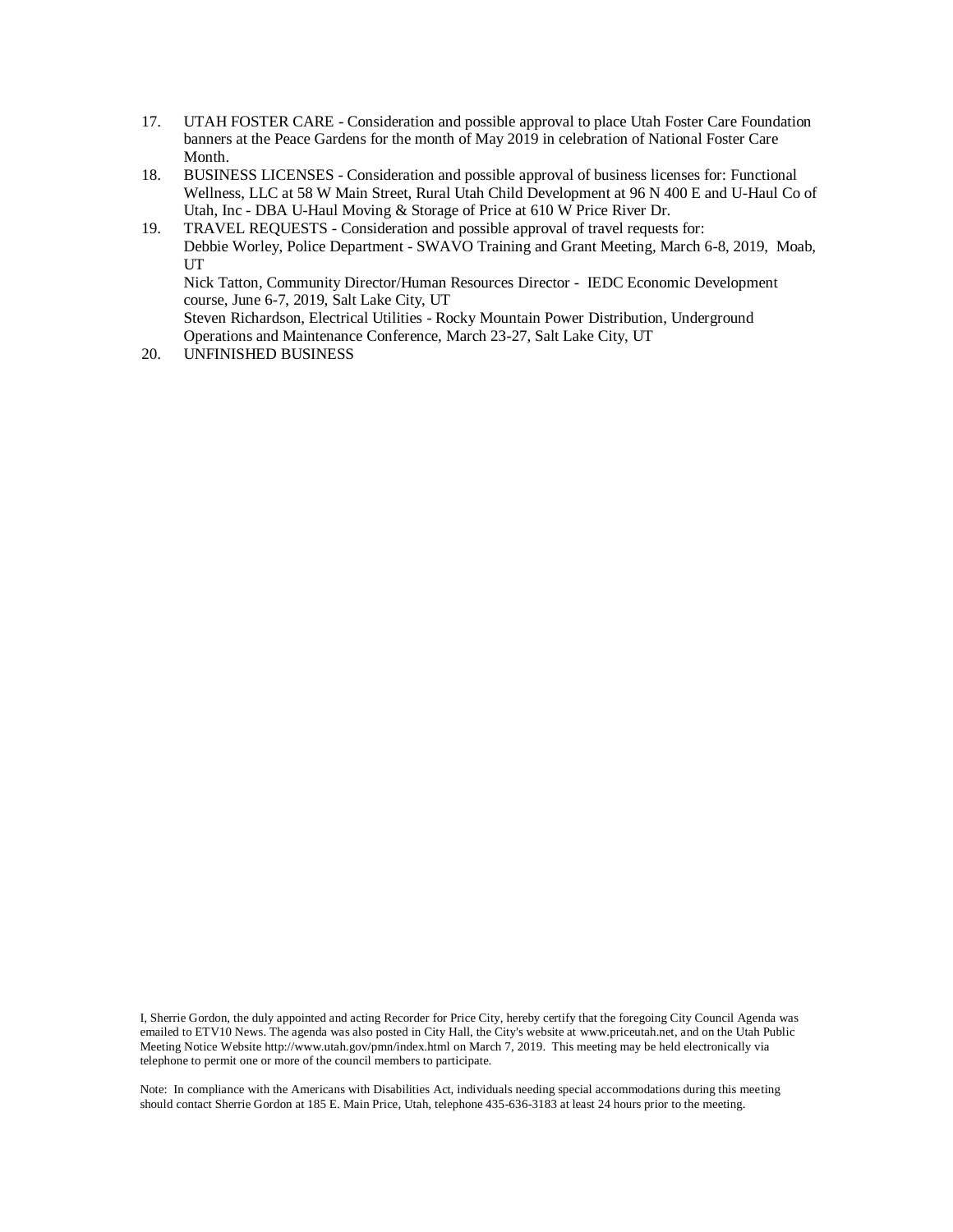17. UTAH FOSTER CARE - Consideration and possible approval to place Utah Foster Care Foundation banners at the Peace Gardens for the month of May 2019 in celebration of National Foster Care Month.
18. BUSINESS LICENSES - Consideration and possible approval of business licenses for: Functional Wellness, LLC at 58 W Main Street, Rural Utah Child Development at 96 N 400 E and U-Haul Co of Utah, Inc - DBA U-Haul Moving & Storage of Price at 610 W Price River Dr.
19. TRAVEL REQUESTS - Consideration and possible approval of travel requests for:
    Debbie Worley, Police Department - SWAVO Training and Grant Meeting, March 6-8, 2019, Moab, UT
    Nick Tatton, Community Director/Human Resources Director - IEDC Economic Development course, June 6-7, 2019, Salt Lake City, UT
    Steven Richardson, Electrical Utilities - Rocky Mountain Power Distribution, Underground Operations and Maintenance Conference, March 23-27, Salt Lake City, UT
20. UNFINISHED BUSINESS

I, Sherrie Gordon, the duly appointed and acting Recorder for Price City, hereby certify that the foregoing City Council Agenda was emailed to ETV10 News. The agenda was also posted in City Hall, the City's website at www.priceutah.net, and on the Utah Public Meeting Notice Website http://www.utah.gov/pmn/index.html on March 7, 2019. This meeting may be held electronically via telephone to permit one or more of the council members to participate.

Note: In compliance with the Americans with Disabilities Act, individuals needing special accommodations during this meeting should contact Sherrie Gordon at 185 E. Main Price, Utah, telephone 435-636-3183 at least 24 hours prior to the meeting.